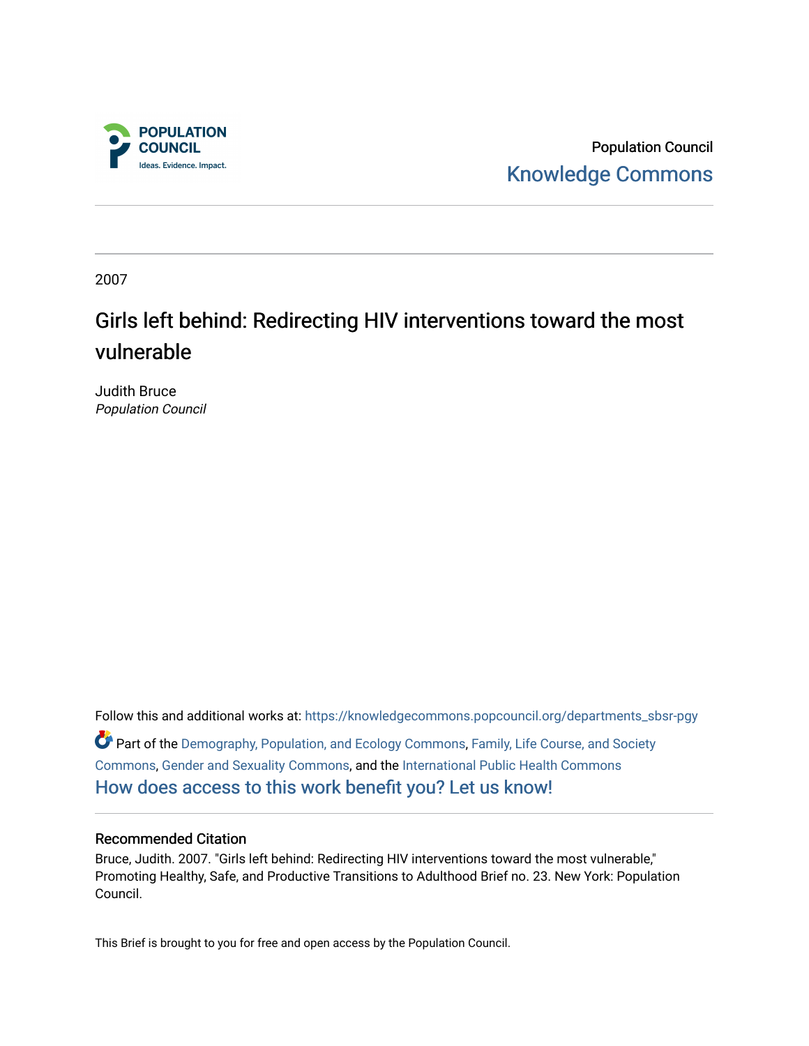Population Council

Knowledge Commons

2007

# Girls left behind: Redirecting HIV interventions toward the most vulnerable

Judith Bruce
*Population Council*

Follow this and additional works at: https://knowledgecommons.popcouncil.org/departments_sbsr-pgy

Part of the Demography, Population, and Ecology Commons, Family, Life Course, and Society Commons, Gender and Sexuality Commons, and the International Public Health Commons

How does access to this work benefit you? Let us know!

### Recommended Citation

Bruce, Judith. 2007. "Girls left behind: Redirecting HIV interventions toward the most vulnerable," Promoting Healthy, Safe, and Productive Transitions to Adulthood Brief no. 23. New York: Population Council.

This Brief is brought to you for free and open access by the Population Council.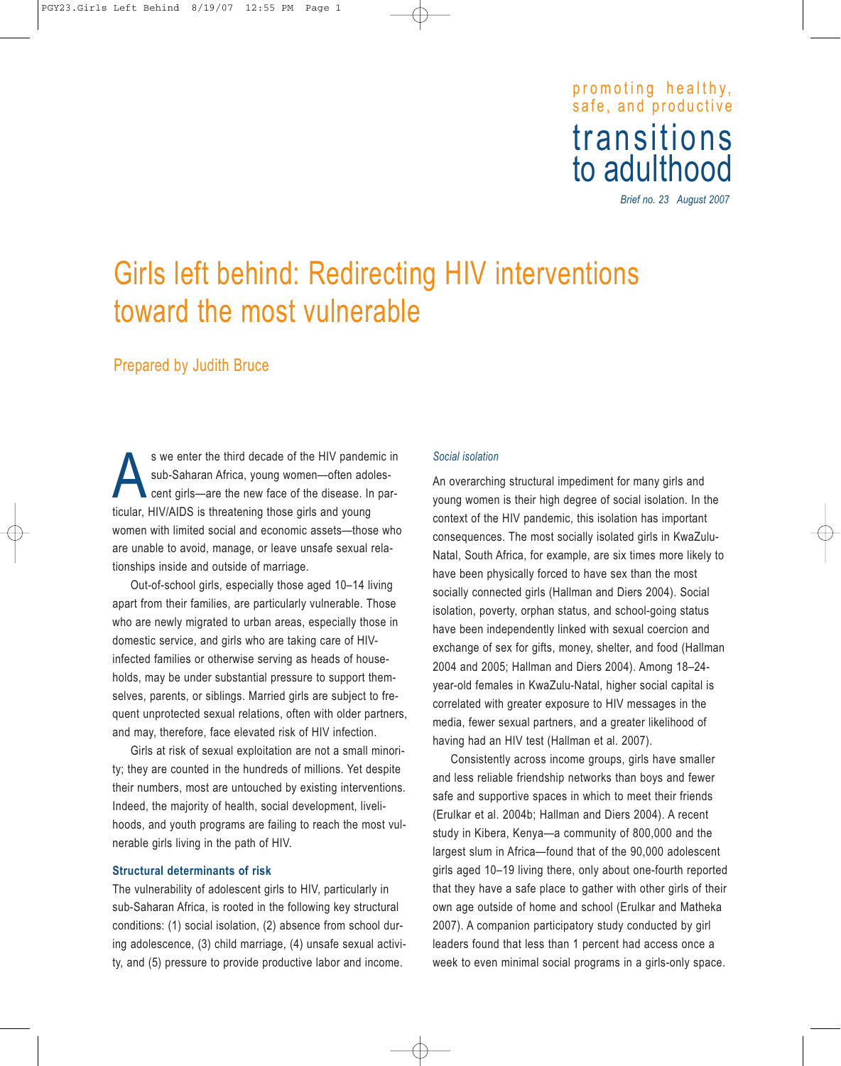promoting healthy, safe, and productive

# transitions to adulthood

*Brief no. 23 August 2007*

# Girls left behind: Redirecting HIV interventions toward the most vulnerable

## Prepared by Judith Bruce

As we enter the third decade of the HIV pandemic in sub-Saharan Africa, young women—often adolescent girls—are the new face of the disease. In particular, HIV/AIDS is threatening those girls and young women with limited social and economic assets—those who are unable to avoid, manage, or leave unsafe sexual relationships inside and outside of marriage.

Out-of-school girls, especially those aged 10–14 living apart from their families, are particularly vulnerable. Those who are newly migrated to urban areas, especially those in domestic service, and girls who are taking care of HIV-infected families or otherwise serving as heads of households, may be under substantial pressure to support themselves, parents, or siblings. Married girls are subject to frequent unprotected sexual relations, often with older partners, and may, therefore, face elevated risk of HIV infection.

Girls at risk of sexual exploitation are not a small minority; they are counted in the hundreds of millions. Yet despite their numbers, most are untouched by existing interventions. Indeed, the majority of health, social development, livelihoods, and youth programs are failing to reach the most vulnerable girls living in the path of HIV.

### Structural determinants of risk

The vulnerability of adolescent girls to HIV, particularly in sub-Saharan Africa, is rooted in the following key structural conditions: (1) social isolation, (2) absence from school during adolescence, (3) child marriage, (4) unsafe sexual activity, and (5) pressure to provide productive labor and income.

#### *Social isolation*

An overarching structural impediment for many girls and young women is their high degree of social isolation. In the context of the HIV pandemic, this isolation has important consequences. The most socially isolated girls in KwaZulu-Natal, South Africa, for example, are six times more likely to have been physically forced to have sex than the most socially connected girls (Hallman and Diers 2004). Social isolation, poverty, orphan status, and school-going status have been independently linked with sexual coercion and exchange of sex for gifts, money, shelter, and food (Hallman 2004 and 2005; Hallman and Diers 2004). Among 18–24-year-old females in KwaZulu-Natal, higher social capital is correlated with greater exposure to HIV messages in the media, fewer sexual partners, and a greater likelihood of having had an HIV test (Hallman et al. 2007).

Consistently across income groups, girls have smaller and less reliable friendship networks than boys and fewer safe and supportive spaces in which to meet their friends (Erulkar et al. 2004b; Hallman and Diers 2004). A recent study in Kibera, Kenya—a community of 800,000 and the largest slum in Africa—found that of the 90,000 adolescent girls aged 10–19 living there, only about one-fourth reported that they have a safe place to gather with other girls of their own age outside of home and school (Erulkar and Matheka 2007). A companion participatory study conducted by girl leaders found that less than 1 percent had access once a week to even minimal social programs in a girls-only space.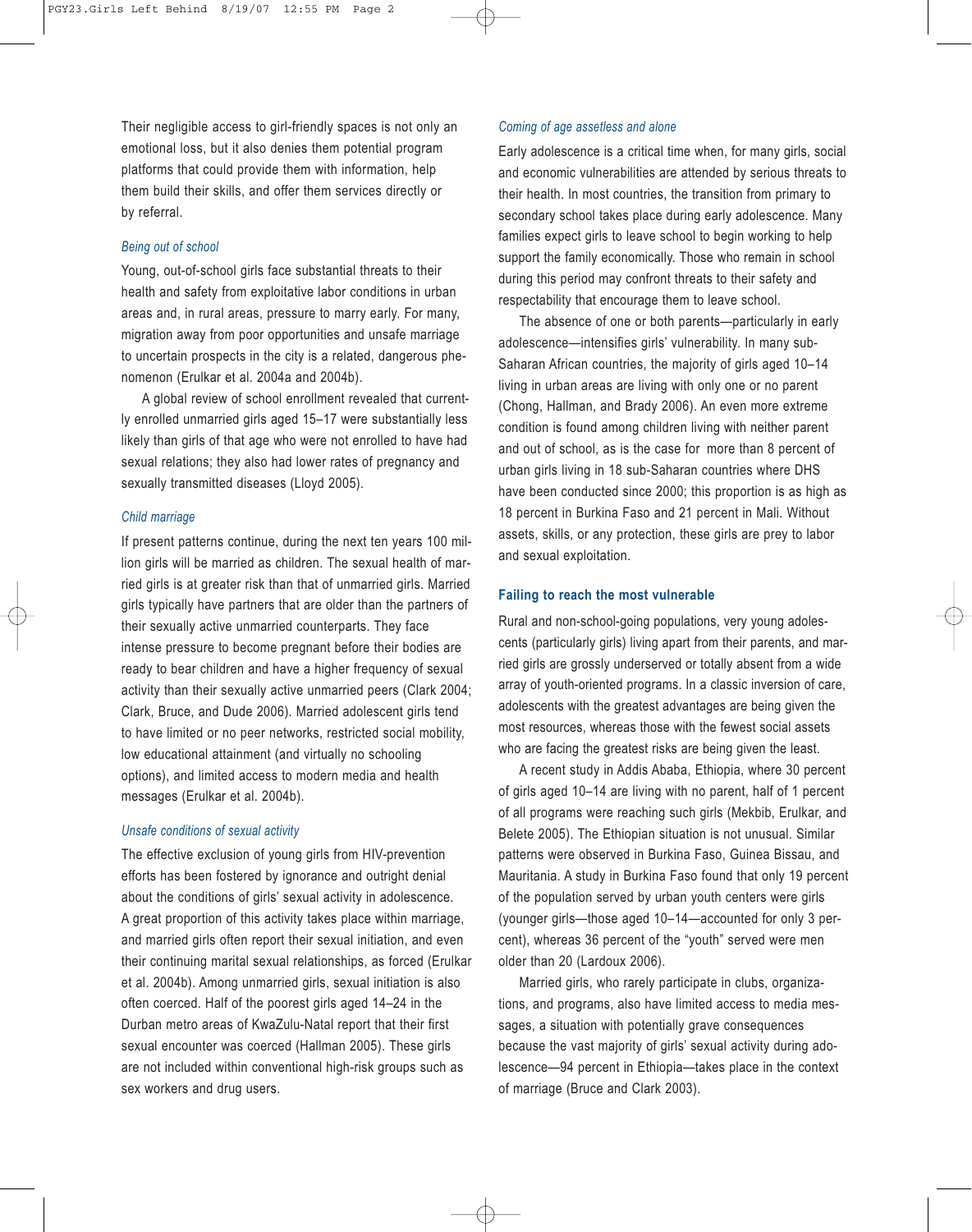Their negligible access to girl-friendly spaces is not only an emotional loss, but it also denies them potential program platforms that could provide them with information, help them build their skills, and offer them services directly or by referral.

### *Being out of school*

Young, out-of-school girls face substantial threats to their health and safety from exploitative labor conditions in urban areas and, in rural areas, pressure to marry early. For many, migration away from poor opportunities and unsafe marriage to uncertain prospects in the city is a related, dangerous phenomenon (Erulkar et al. 2004a and 2004b).

A global review of school enrollment revealed that currently enrolled unmarried girls aged 15–17 were substantially less likely than girls of that age who were not enrolled to have had sexual relations; they also had lower rates of pregnancy and sexually transmitted diseases (Lloyd 2005).

### *Child marriage*

If present patterns continue, during the next ten years 100 million girls will be married as children. The sexual health of married girls is at greater risk than that of unmarried girls. Married girls typically have partners that are older than the partners of their sexually active unmarried counterparts. They face intense pressure to become pregnant before their bodies are ready to bear children and have a higher frequency of sexual activity than their sexually active unmarried peers (Clark 2004; Clark, Bruce, and Dude 2006). Married adolescent girls tend to have limited or no peer networks, restricted social mobility, low educational attainment (and virtually no schooling options), and limited access to modern media and health messages (Erulkar et al. 2004b).

### *Unsafe conditions of sexual activity*

The effective exclusion of young girls from HIV-prevention efforts has been fostered by ignorance and outright denial about the conditions of girls' sexual activity in adolescence. A great proportion of this activity takes place within marriage, and married girls often report their sexual initiation, and even their continuing marital sexual relationships, as forced (Erulkar et al. 2004b). Among unmarried girls, sexual initiation is also often coerced. Half of the poorest girls aged 14–24 in the Durban metro areas of KwaZulu-Natal report that their first sexual encounter was coerced (Hallman 2005). These girls are not included within conventional high-risk groups such as sex workers and drug users.

### *Coming of age assetless and alone*

Early adolescence is a critical time when, for many girls, social and economic vulnerabilities are attended by serious threats to their health. In most countries, the transition from primary to secondary school takes place during early adolescence. Many families expect girls to leave school to begin working to help support the family economically. Those who remain in school during this period may confront threats to their safety and respectability that encourage them to leave school.

The absence of one or both parents—particularly in early adolescence—intensifies girls' vulnerability. In many sub-Saharan African countries, the majority of girls aged 10–14 living in urban areas are living with only one or no parent (Chong, Hallman, and Brady 2006). An even more extreme condition is found among children living with neither parent and out of school, as is the case for more than 8 percent of urban girls living in 18 sub-Saharan countries where DHS have been conducted since 2000; this proportion is as high as 18 percent in Burkina Faso and 21 percent in Mali. Without assets, skills, or any protection, these girls are prey to labor and sexual exploitation.

## **Failing to reach the most vulnerable**

Rural and non-school-going populations, very young adolescents (particularly girls) living apart from their parents, and married girls are grossly underserved or totally absent from a wide array of youth-oriented programs. In a classic inversion of care, adolescents with the greatest advantages are being given the most resources, whereas those with the fewest social assets who are facing the greatest risks are being given the least.

A recent study in Addis Ababa, Ethiopia, where 30 percent of girls aged 10–14 are living with no parent, half of 1 percent of all programs were reaching such girls (Mekbib, Erulkar, and Belete 2005). The Ethiopian situation is not unusual. Similar patterns were observed in Burkina Faso, Guinea Bissau, and Mauritania. A study in Burkina Faso found that only 19 percent of the population served by urban youth centers were girls (younger girls—those aged 10–14—accounted for only 3 percent), whereas 36 percent of the "youth" served were men older than 20 (Lardoux 2006).

Married girls, who rarely participate in clubs, organizations, and programs, also have limited access to media messages, a situation with potentially grave consequences because the vast majority of girls' sexual activity during adolescence—94 percent in Ethiopia—takes place in the context of marriage (Bruce and Clark 2003).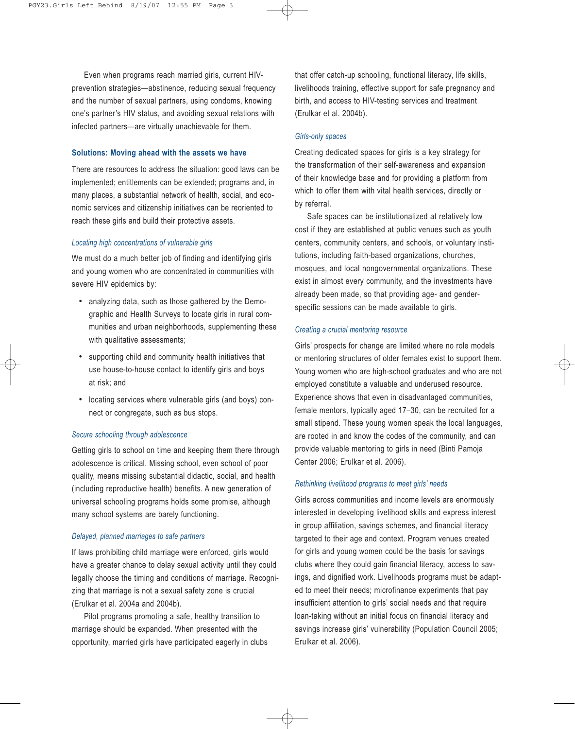Even when programs reach married girls, current HIV-prevention strategies—abstinence, reducing sexual frequency and the number of sexual partners, using condoms, knowing one's partner's HIV status, and avoiding sexual relations with infected partners—are virtually unachievable for them.

## Solutions: Moving ahead with the assets we have

There are resources to address the situation: good laws can be implemented; entitlements can be extended; programs and, in many places, a substantial network of health, social, and economic services and citizenship initiatives can be reoriented to reach these girls and build their protective assets.

### *Locating high concentrations of vulnerable girls*

We must do a much better job of finding and identifying girls and young women who are concentrated in communities with severe HIV epidemics by:

- analyzing data, such as those gathered by the Demographic and Health Surveys to locate girls in rural communities and urban neighborhoods, supplementing these with qualitative assessments;
- supporting child and community health initiatives that use house-to-house contact to identify girls and boys at risk; and
- locating services where vulnerable girls (and boys) connect or congregate, such as bus stops.

### *Secure schooling through adolescence*

Getting girls to school on time and keeping them there through adolescence is critical. Missing school, even school of poor quality, means missing substantial didactic, social, and health (including reproductive health) benefits. A new generation of universal schooling programs holds some promise, although many school systems are barely functioning.

### *Delayed, planned marriages to safe partners*

If laws prohibiting child marriage were enforced, girls would have a greater chance to delay sexual activity until they could legally choose the timing and conditions of marriage. Recognizing that marriage is not a sexual safety zone is crucial (Erulkar et al. 2004a and 2004b).

Pilot programs promoting a safe, healthy transition to marriage should be expanded. When presented with the opportunity, married girls have participated eagerly in clubs that offer catch-up schooling, functional literacy, life skills, livelihoods training, effective support for safe pregnancy and birth, and access to HIV-testing services and treatment (Erulkar et al. 2004b).

### *Girls-only spaces*

Creating dedicated spaces for girls is a key strategy for the transformation of their self-awareness and expansion of their knowledge base and for providing a platform from which to offer them with vital health services, directly or by referral.

Safe spaces can be institutionalized at relatively low cost if they are established at public venues such as youth centers, community centers, and schools, or voluntary institutions, including faith-based organizations, churches, mosques, and local nongovernmental organizations. These exist in almost every community, and the investments have already been made, so that providing age- and gender-specific sessions can be made available to girls.

### *Creating a crucial mentoring resource*

Girls' prospects for change are limited where no role models or mentoring structures of older females exist to support them. Young women who are high-school graduates and who are not employed constitute a valuable and underused resource. Experience shows that even in disadvantaged communities, female mentors, typically aged 17–30, can be recruited for a small stipend. These young women speak the local languages, are rooted in and know the codes of the community, and can provide valuable mentoring to girls in need (Binti Pamoja Center 2006; Erulkar et al. 2006).

### *Rethinking livelihood programs to meet girls' needs*

Girls across communities and income levels are enormously interested in developing livelihood skills and express interest in group affiliation, savings schemes, and financial literacy targeted to their age and context. Program venues created for girls and young women could be the basis for savings clubs where they could gain financial literacy, access to savings, and dignified work. Livelihoods programs must be adapted to meet their needs; microfinance experiments that pay insufficient attention to girls' social needs and that require loan-taking without an initial focus on financial literacy and savings increase girls' vulnerability (Population Council 2005; Erulkar et al. 2006).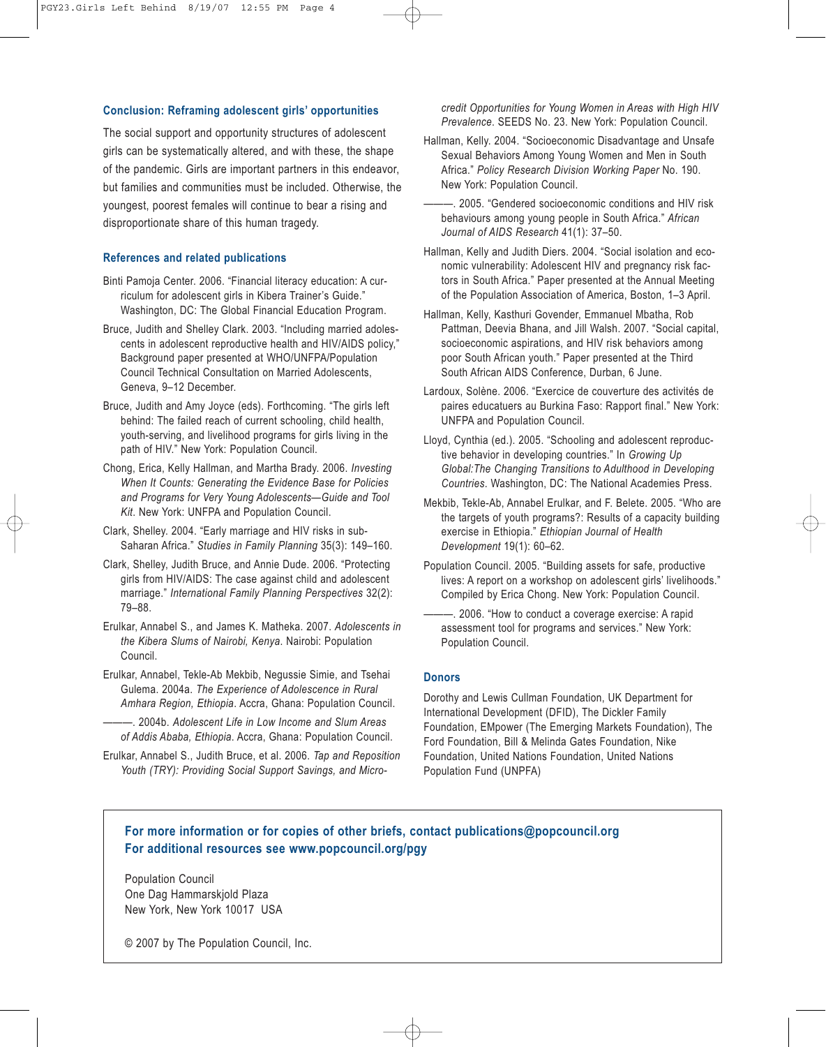## Conclusion: Reframing adolescent girls' opportunities

The social support and opportunity structures of adolescent girls can be systematically altered, and with these, the shape of the pandemic. Girls are important partners in this endeavor, but families and communities must be included. Otherwise, the youngest, poorest females will continue to bear a rising and disproportionate share of this human tragedy.

## References and related publications

Binti Pamoja Center. 2006. "Financial literacy education: A curriculum for adolescent girls in Kibera Trainer's Guide." Washington, DC: The Global Financial Education Program.

Bruce, Judith and Shelley Clark. 2003. "Including married adolescents in adolescent reproductive health and HIV/AIDS policy," Background paper presented at WHO/UNFPA/Population Council Technical Consultation on Married Adolescents, Geneva, 9–12 December.

Bruce, Judith and Amy Joyce (eds). Forthcoming. "The girls left behind: The failed reach of current schooling, child health, youth-serving, and livelihood programs for girls living in the path of HIV." New York: Population Council.

Chong, Erica, Kelly Hallman, and Martha Brady. 2006. *Investing When It Counts: Generating the Evidence Base for Policies and Programs for Very Young Adolescents—Guide and Tool Kit*. New York: UNFPA and Population Council.

Clark, Shelley. 2004. "Early marriage and HIV risks in sub-Saharan Africa." *Studies in Family Planning* 35(3): 149–160.

Clark, Shelley, Judith Bruce, and Annie Dude. 2006. "Protecting girls from HIV/AIDS: The case against child and adolescent marriage." *International Family Planning Perspectives* 32(2): 79–88.

Erulkar, Annabel S., and James K. Matheka. 2007. *Adolescents in the Kibera Slums of Nairobi, Kenya*. Nairobi: Population Council.

Erulkar, Annabel, Tekle-Ab Mekbib, Negussie Simie, and Tsehai Gulema. 2004a. *The Experience of Adolescence in Rural Amhara Region, Ethiopia*. Accra, Ghana: Population Council.

———. 2004b. *Adolescent Life in Low Income and Slum Areas of Addis Ababa, Ethiopia*. Accra, Ghana: Population Council.

Erulkar, Annabel S., Judith Bruce, et al. 2006. *Tap and Reposition Youth (TRY): Providing Social Support Savings, and Micro-credit Opportunities for Young Women in Areas with High HIV Prevalence*. SEEDS No. 23. New York: Population Council.

Hallman, Kelly. 2004. "Socioeconomic Disadvantage and Unsafe Sexual Behaviors Among Young Women and Men in South Africa." *Policy Research Division Working Paper* No. 190. New York: Population Council.

———. 2005. "Gendered socioeconomic conditions and HIV risk behaviours among young people in South Africa." *African Journal of AIDS Research* 41(1): 37–50.

Hallman, Kelly and Judith Diers. 2004. "Social isolation and economic vulnerability: Adolescent HIV and pregnancy risk factors in South Africa." Paper presented at the Annual Meeting of the Population Association of America, Boston, 1–3 April.

Hallman, Kelly, Kasthuri Govender, Emmanuel Mbatha, Rob Pattman, Deevia Bhana, and Jill Walsh. 2007. "Social capital, socioeconomic aspirations, and HIV risk behaviors among poor South African youth." Paper presented at the Third South African AIDS Conference, Durban, 6 June.

Lardoux, Solène. 2006. "Exercice de couverture des activités de paires educatuers au Burkina Faso: Rapport final." New York: UNFPA and Population Council.

Lloyd, Cynthia (ed.). 2005. "Schooling and adolescent reproductive behavior in developing countries." In *Growing Up Global:The Changing Transitions to Adulthood in Developing Countries*. Washington, DC: The National Academies Press.

Mekbib, Tekle-Ab, Annabel Erulkar, and F. Belete. 2005. "Who are the targets of youth programs?: Results of a capacity building exercise in Ethiopia." *Ethiopian Journal of Health Development* 19(1): 60–62.

Population Council. 2005. "Building assets for safe, productive lives: A report on a workshop on adolescent girls' livelihoods." Compiled by Erica Chong. New York: Population Council.

———. 2006. "How to conduct a coverage exercise: A rapid assessment tool for programs and services." New York: Population Council.

## Donors

Dorothy and Lewis Cullman Foundation, UK Department for International Development (DFID), The Dickler Family Foundation, EMpower (The Emerging Markets Foundation), The Ford Foundation, Bill & Melinda Gates Foundation, Nike Foundation, United Nations Foundation, United Nations Population Fund (UNPFA)

**For more information or for copies of other briefs, contact publications@popcouncil.org**
**For additional resources see www.popcouncil.org/pgy**

Population Council
One Dag Hammarskjold Plaza
New York, New York 10017 USA

© 2007 by The Population Council, Inc.